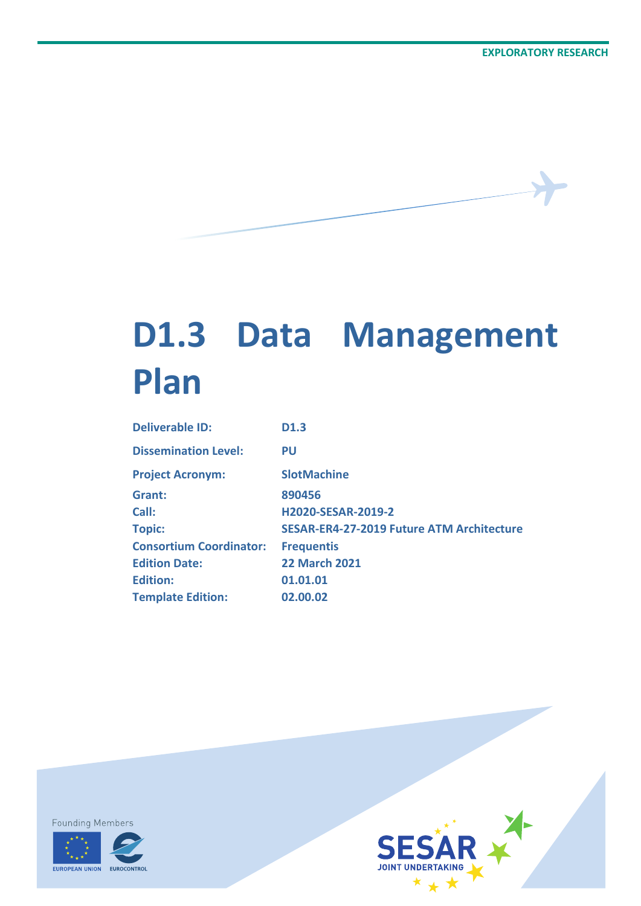EXPLORATORY RESEARCH

# D1.3 Data Management Plan

| | |
|---|---|
| **Deliverable ID:** | **D1.3** |
| **Dissemination Level:** | **PU** |
| **Project Acronym:** | **SlotMachine** |
| **Grant:** | **890456** |
| **Call:** | **H2020-SESAR-2019-2** |
| **Topic:** | **SESAR-ER4-27-2019 Future ATM Architecture** |
| **Consortium Coordinator:** | **Frequentis** |
| **Edition Date:** | **22 March 2021** |
| **Edition:** | **01.01.01** |
| **Template Edition:** | **02.00.02** |

Founding Members

EUROPEAN UNION EUROCONTROL

SESAR JOINT UNDERTAKING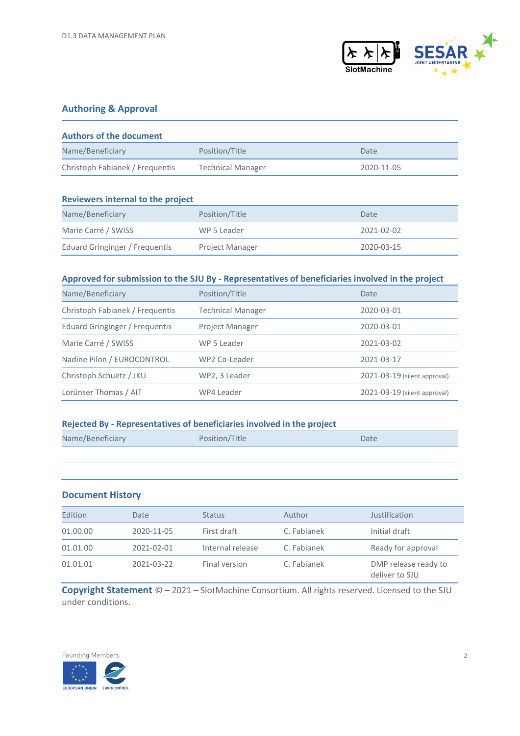## Authoring & Approval

### Authors of the document

| Name/Beneficiary | Position/Title | Date |
|---|---|---|
| Christoph Fabianek / Frequentis | Technical Manager | 2020-11-05 |

### Reviewers internal to the project

| Name/Beneficiary | Position/Title | Date |
|---|---|---|
| Marie Carré / SWISS | WP 5 Leader | 2021-02-02 |
| Eduard Gringinger / Frequentis | Project Manager | 2020-03-15 |

### Approved for submission to the SJU By - Representatives of beneficiaries involved in the project

| Name/Beneficiary | Position/Title | Date |
|---|---|---|
| Christoph Fabianek / Frequentis | Technical Manager | 2020-03-01 |
| Eduard Gringinger / Frequentis | Project Manager | 2020-03-01 |
| Marie Carré / SWISS | WP 5 Leader | 2021-03-02 |
| Nadine Pilon / EUROCONTROL | WP2 Co-Leader | 2021-03-17 |
| Christoph Schuetz / JKU | WP2, 3 Leader | 2021-03-19 (silent approval) |
| Lorünser Thomas / AIT | WP4 Leader | 2021-03-19 (silent approval) |

### Rejected By - Representatives of beneficiaries involved in the project

| Name/Beneficiary | Position/Title | Date |
|---|---|---|
| | | |

### Document History

| Edition | Date | Status | Author | Justification |
|---|---|---|---|---|
| 01.00.00 | 2020-11-05 | First draft | C. Fabianek | Initial draft |
| 01.01.00 | 2021-02-01 | Internal release | C. Fabianek | Ready for approval |
| 01.01.01 | 2021-03-22 | Final version | C. Fabianek | DMP release ready to deliver to SJU |

**Copyright Statement** © – 2021 – SlotMachine Consortium. All rights reserved. Licensed to the SJU under conditions.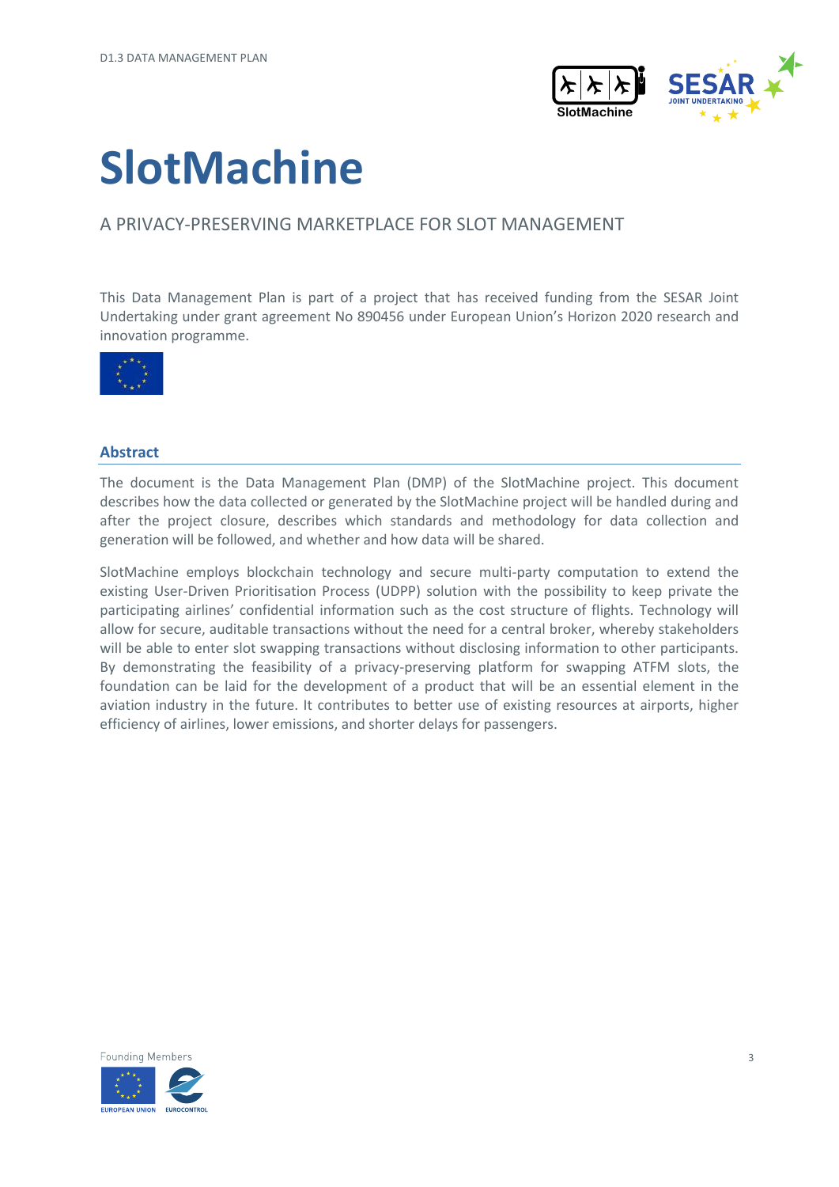# SlotMachine

A PRIVACY-PRESERVING MARKETPLACE FOR SLOT MANAGEMENT

This Data Management Plan is part of a project that has received funding from the SESAR Joint Undertaking under grant agreement No 890456 under European Union's Horizon 2020 research and innovation programme.

## Abstract

The document is the Data Management Plan (DMP) of the SlotMachine project. This document describes how the data collected or generated by the SlotMachine project will be handled during and after the project closure, describes which standards and methodology for data collection and generation will be followed, and whether and how data will be shared.

SlotMachine employs blockchain technology and secure multi-party computation to extend the existing User-Driven Prioritisation Process (UDPP) solution with the possibility to keep private the participating airlines' confidential information such as the cost structure of flights. Technology will allow for secure, auditable transactions without the need for a central broker, whereby stakeholders will be able to enter slot swapping transactions without disclosing information to other participants. By demonstrating the feasibility of a privacy-preserving platform for swapping ATFM slots, the foundation can be laid for the development of a product that will be an essential element in the aviation industry in the future. It contributes to better use of existing resources at airports, higher efficiency of airlines, lower emissions, and shorter delays for passengers.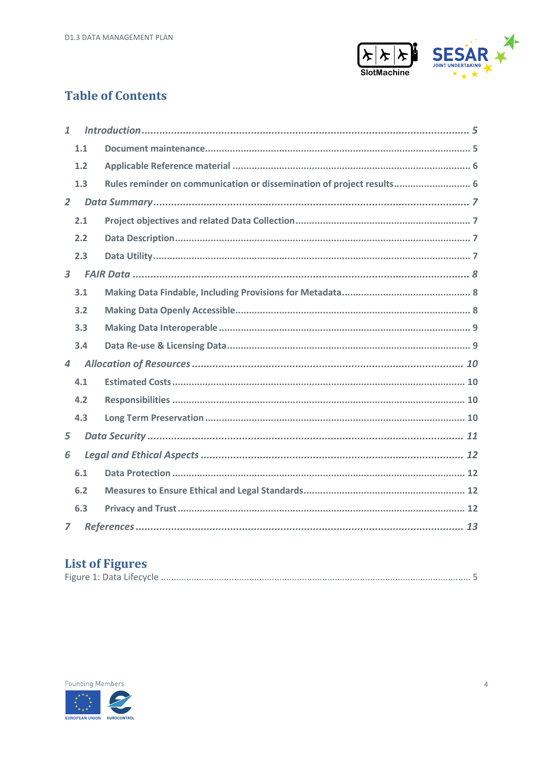## Table of Contents

| | | |
|---|---|---|
| ***1*** | ***Introduction*** | ***5*** |
| 1.1 | Document maintenance | 5 |
| 1.2 | Applicable Reference material | 6 |
| 1.3 | Rules reminder on communication or dissemination of project results | 6 |
| ***2*** | ***Data Summary*** | ***7*** |
| 2.1 | Project objectives and related Data Collection | 7 |
| 2.2 | Data Description | 7 |
| 2.3 | Data Utility | 7 |
| ***3*** | ***FAIR Data*** | ***8*** |
| 3.1 | Making Data Findable, Including Provisions for Metadata | 8 |
| 3.2 | Making Data Openly Accessible | 8 |
| 3.3 | Making Data Interoperable | 9 |
| 3.4 | Data Re-use & Licensing Data | 9 |
| ***4*** | ***Allocation of Resources*** | ***10*** |
| 4.1 | Estimated Costs | 10 |
| 4.2 | Responsibilities | 10 |
| 4.3 | Long Term Preservation | 10 |
| ***5*** | ***Data Security*** | ***11*** |
| ***6*** | ***Legal and Ethical Aspects*** | ***12*** |
| 6.1 | Data Protection | 12 |
| 6.2 | Measures to Ensure Ethical and Legal Standards | 12 |
| 6.3 | Privacy and Trust | 12 |
| ***7*** | ***References*** | ***13*** |

## List of Figures

Figure 1: Data Lifecycle ........ 5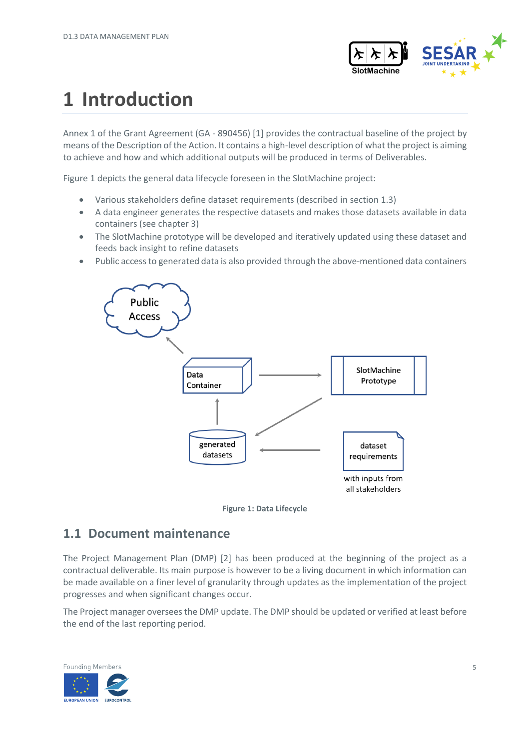# 1 Introduction

Annex 1 of the Grant Agreement (GA - 890456) [1] provides the contractual baseline of the project by means of the Description of the Action. It contains a high-level description of what the project is aiming to achieve and how and which additional outputs will be produced in terms of Deliverables.

Figure 1 depicts the general data lifecycle foreseen in the SlotMachine project:

- Various stakeholders define dataset requirements (described in section 1.3)
- A data engineer generates the respective datasets and makes those datasets available in data containers (see chapter 3)
- The SlotMachine prototype will be developed and iteratively updated using these dataset and feeds back insight to refine datasets
- Public access to generated data is also provided through the above-mentioned data containers

Figure 1: Data Lifecycle

## 1.1 Document maintenance

The Project Management Plan (DMP) [2] has been produced at the beginning of the project as a contractual deliverable. Its main purpose is however to be a living document in which information can be made available on a finer level of granularity through updates as the implementation of the project progresses and when significant changes occur.

The Project manager oversees the DMP update. The DMP should be updated or verified at least before the end of the last reporting period.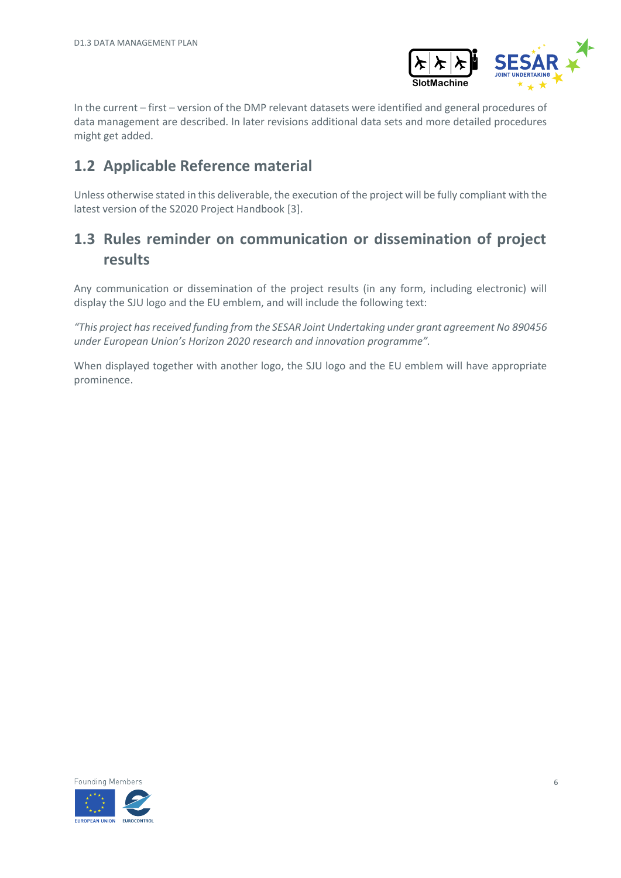In the current – first – version of the DMP relevant datasets were identified and general procedures of data management are described. In later revisions additional data sets and more detailed procedures might get added.

## 1.2 Applicable Reference material

Unless otherwise stated in this deliverable, the execution of the project will be fully compliant with the latest version of the S2020 Project Handbook [3].

## 1.3 Rules reminder on communication or dissemination of project results

Any communication or dissemination of the project results (in any form, including electronic) will display the SJU logo and the EU emblem, and will include the following text:

*"This project has received funding from the SESAR Joint Undertaking under grant agreement No 890456 under European Union's Horizon 2020 research and innovation programme"*.

When displayed together with another logo, the SJU logo and the EU emblem will have appropriate prominence.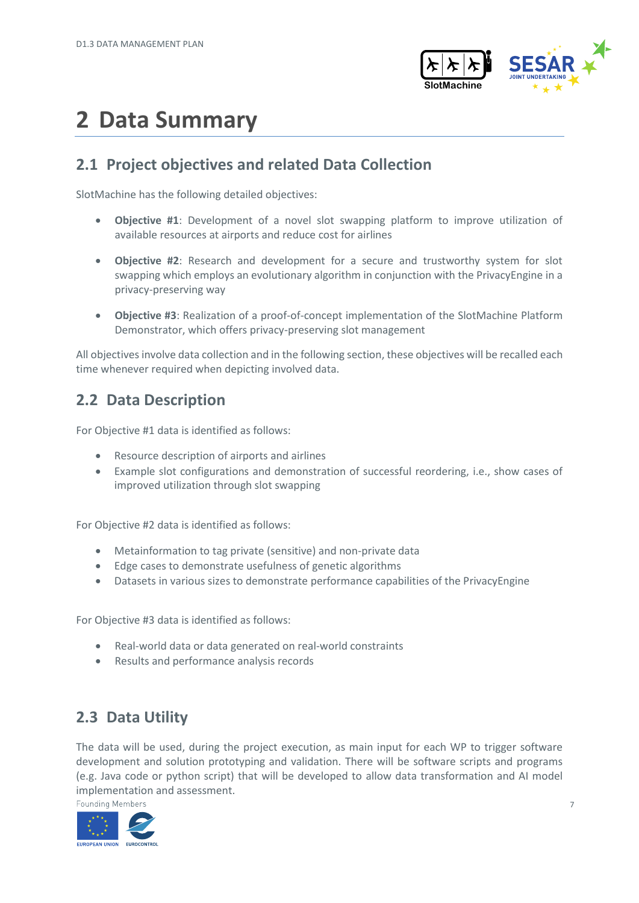# 2 Data Summary

## 2.1 Project objectives and related Data Collection

SlotMachine has the following detailed objectives:

- **Objective #1**: Development of a novel slot swapping platform to improve utilization of available resources at airports and reduce cost for airlines
- **Objective #2**: Research and development for a secure and trustworthy system for slot swapping which employs an evolutionary algorithm in conjunction with the PrivacyEngine in a privacy-preserving way
- **Objective #3**: Realization of a proof-of-concept implementation of the SlotMachine Platform Demonstrator, which offers privacy-preserving slot management

All objectives involve data collection and in the following section, these objectives will be recalled each time whenever required when depicting involved data.

## 2.2 Data Description

For Objective #1 data is identified as follows:

- Resource description of airports and airlines
- Example slot configurations and demonstration of successful reordering, i.e., show cases of improved utilization through slot swapping

For Objective #2 data is identified as follows:

- Metainformation to tag private (sensitive) and non-private data
- Edge cases to demonstrate usefulness of genetic algorithms
- Datasets in various sizes to demonstrate performance capabilities of the PrivacyEngine

For Objective #3 data is identified as follows:

- Real-world data or data generated on real-world constraints
- Results and performance analysis records

## 2.3 Data Utility

The data will be used, during the project execution, as main input for each WP to trigger software development and solution prototyping and validation. There will be software scripts and programs (e.g. Java code or python script) that will be developed to allow data transformation and AI model implementation and assessment.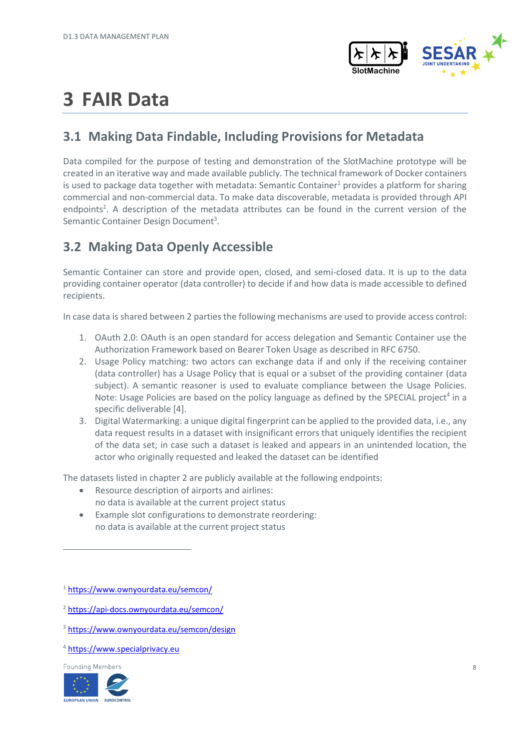# 3 FAIR Data

## 3.1 Making Data Findable, Including Provisions for Metadata

Data compiled for the purpose of testing and demonstration of the SlotMachine prototype will be created in an iterative way and made available publicly. The technical framework of Docker containers is used to package data together with metadata: Semantic Container[1] provides a platform for sharing commercial and non-commercial data. To make data discoverable, metadata is provided through API endpoints[2]. A description of the metadata attributes can be found in the current version of the Semantic Container Design Document[3].

## 3.2 Making Data Openly Accessible

Semantic Container can store and provide open, closed, and semi-closed data. It is up to the data providing container operator (data controller) to decide if and how data is made accessible to defined recipients.

In case data is shared between 2 parties the following mechanisms are used to provide access control:

1. OAuth 2.0: OAuth is an open standard for access delegation and Semantic Container use the Authorization Framework based on Bearer Token Usage as described in RFC 6750.
2. Usage Policy matching: two actors can exchange data if and only if the receiving container (data controller) has a Usage Policy that is equal or a subset of the providing container (data subject). A semantic reasoner is used to evaluate compliance between the Usage Policies. Note: Usage Policies are based on the policy language as defined by the SPECIAL project[4] in a specific deliverable [4].
3. Digital Watermarking: a unique digital fingerprint can be applied to the provided data, i.e., any data request results in a dataset with insignificant errors that uniquely identifies the recipient of the data set; in case such a dataset is leaked and appears in an unintended location, the actor who originally requested and leaked the dataset can be identified

The datasets listed in chapter 2 are publicly available at the following endpoints:

- Resource description of airports and airlines:
  no data is available at the current project status
- Example slot configurations to demonstrate reordering:
  no data is available at the current project status

---

[1] https://www.ownyourdata.eu/semcon/

[2] https://api-docs.ownyourdata.eu/semcon/

[3] https://www.ownyourdata.eu/semcon/design

[4] https://www.specialprivacy.eu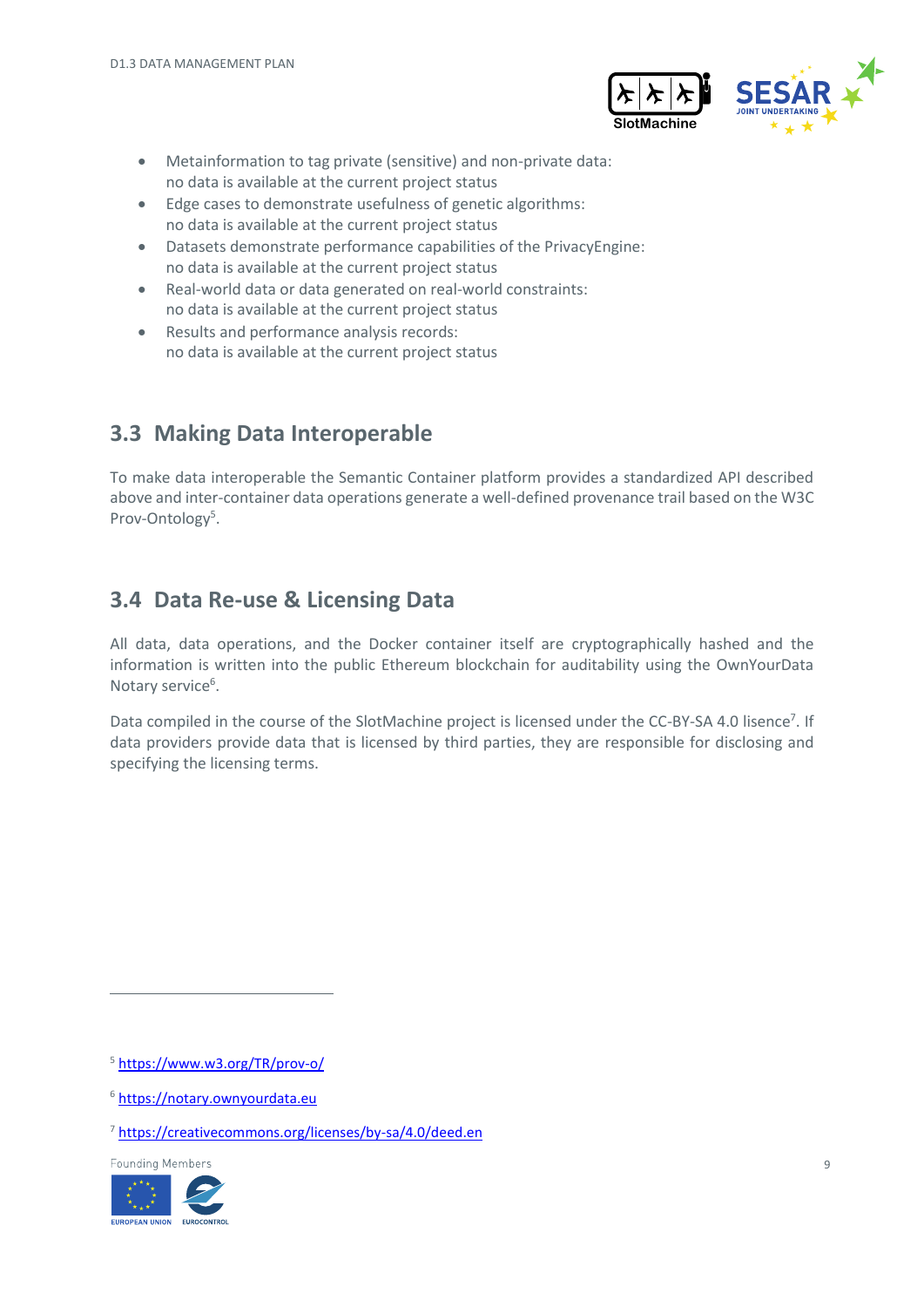- Metainformation to tag private (sensitive) and non-private data:
  no data is available at the current project status
- Edge cases to demonstrate usefulness of genetic algorithms:
  no data is available at the current project status
- Datasets demonstrate performance capabilities of the PrivacyEngine:
  no data is available at the current project status
- Real-world data or data generated on real-world constraints:
  no data is available at the current project status
- Results and performance analysis records:
  no data is available at the current project status

## 3.3 Making Data Interoperable

To make data interoperable the Semantic Container platform provides a standardized API described above and inter-container data operations generate a well-defined provenance trail based on the W3C Prov-Ontology[5].

## 3.4 Data Re-use & Licensing Data

All data, data operations, and the Docker container itself are cryptographically hashed and the information is written into the public Ethereum blockchain for auditability using the OwnYourData Notary service[6].

Data compiled in the course of the SlotMachine project is licensed under the CC-BY-SA 4.0 lisence[7]. If data providers provide data that is licensed by third parties, they are responsible for disclosing and specifying the licensing terms.

---

[5] https://www.w3.org/TR/prov-o/

[6] https://notary.ownyourdata.eu

[7] https://creativecommons.org/licenses/by-sa/4.0/deed.en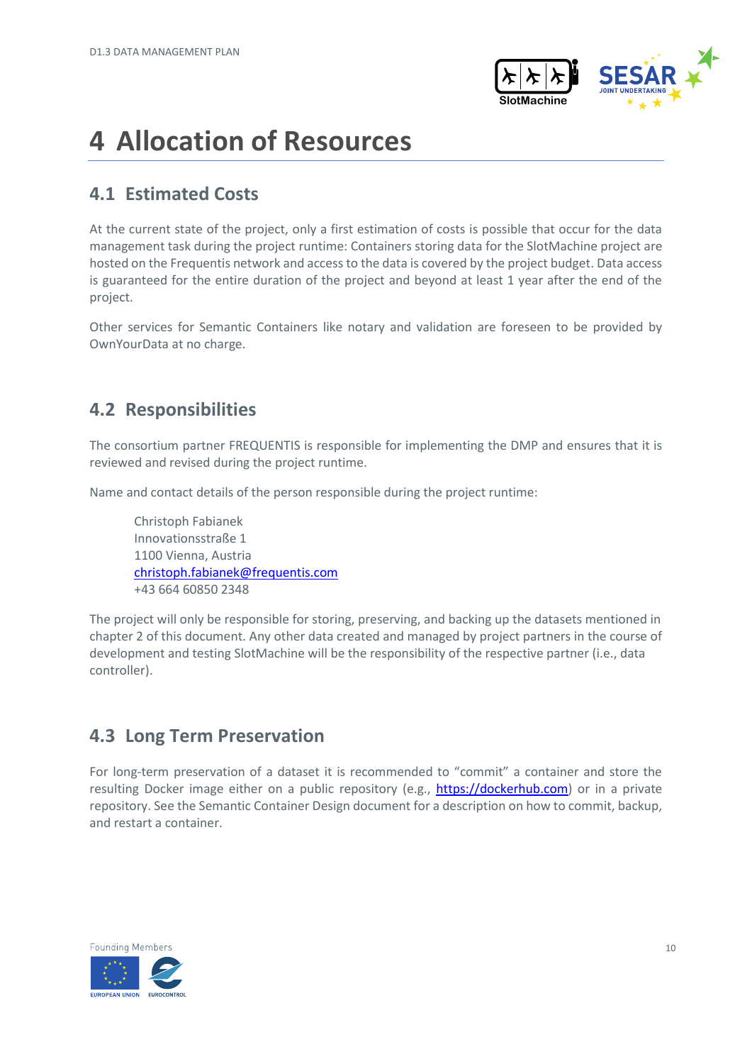# 4 Allocation of Resources

## 4.1 Estimated Costs

At the current state of the project, only a first estimation of costs is possible that occur for the data management task during the project runtime: Containers storing data for the SlotMachine project are hosted on the Frequentis network and access to the data is covered by the project budget. Data access is guaranteed for the entire duration of the project and beyond at least 1 year after the end of the project.

Other services for Semantic Containers like notary and validation are foreseen to be provided by OwnYourData at no charge.

## 4.2 Responsibilities

The consortium partner FREQUENTIS is responsible for implementing the DMP and ensures that it is reviewed and revised during the project runtime.

Name and contact details of the person responsible during the project runtime:

> Christoph Fabianek
> Innovationsstraße 1
> 1100 Vienna, Austria
> christoph.fabianek@frequentis.com
> +43 664 60850 2348

The project will only be responsible for storing, preserving, and backing up the datasets mentioned in chapter 2 of this document. Any other data created and managed by project partners in the course of development and testing SlotMachine will be the responsibility of the respective partner (i.e., data controller).

## 4.3 Long Term Preservation

For long-term preservation of a dataset it is recommended to "commit" a container and store the resulting Docker image either on a public repository (e.g., https://dockerhub.com) or in a private repository. See the Semantic Container Design document for a description on how to commit, backup, and restart a container.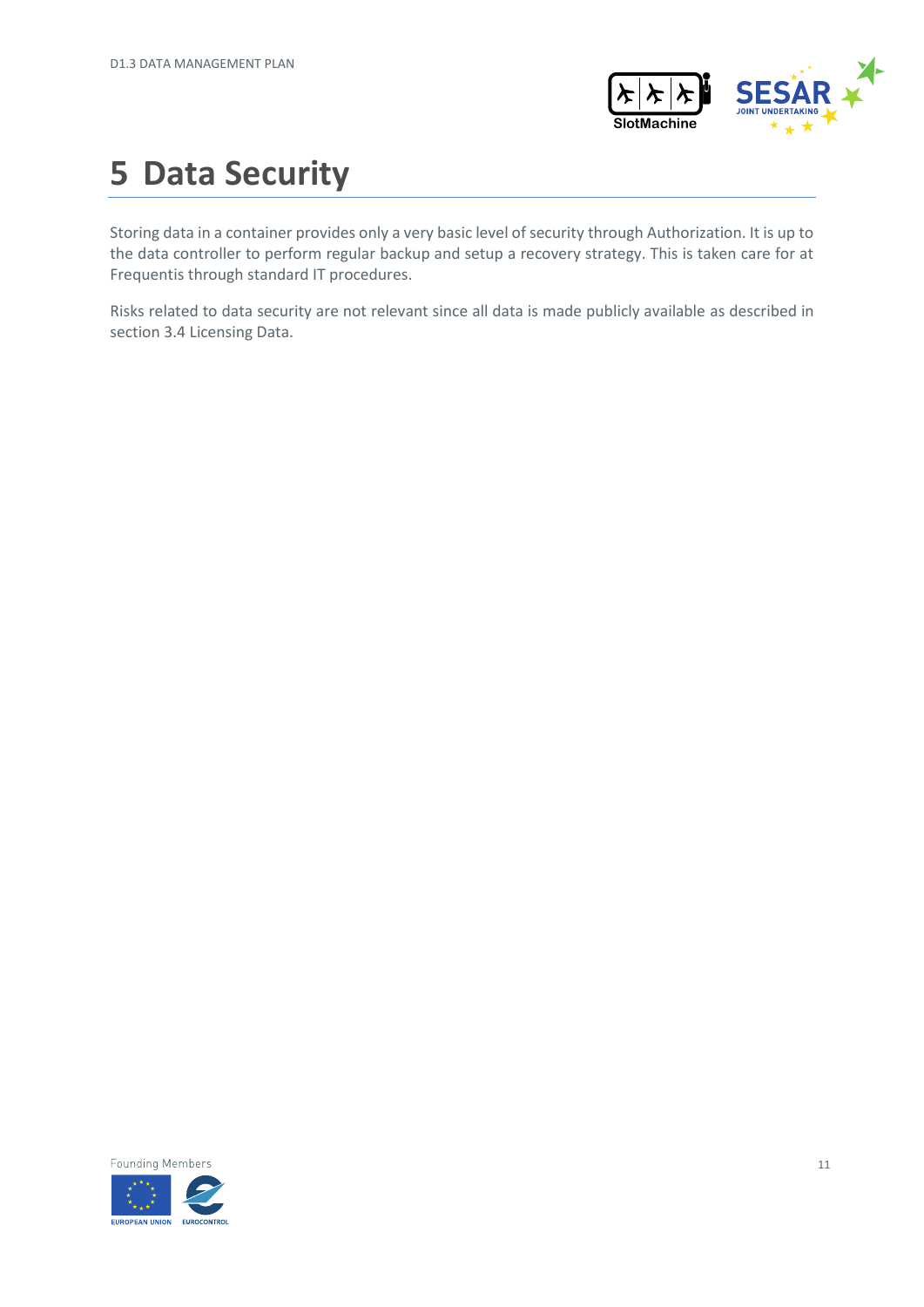# 5 Data Security

Storing data in a container provides only a very basic level of security through Authorization. It is up to the data controller to perform regular backup and setup a recovery strategy. This is taken care for at Frequentis through standard IT procedures.

Risks related to data security are not relevant since all data is made publicly available as described in section 3.4 Licensing Data.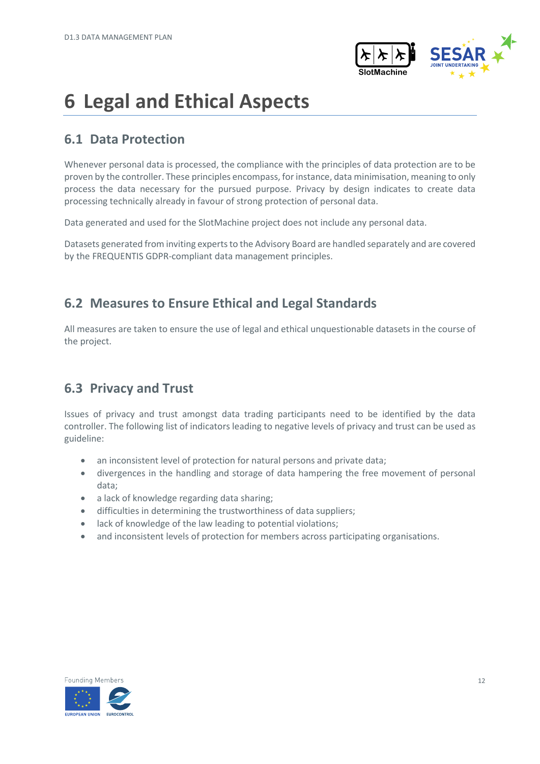# 6 Legal and Ethical Aspects

## 6.1 Data Protection

Whenever personal data is processed, the compliance with the principles of data protection are to be proven by the controller. These principles encompass, for instance, data minimisation, meaning to only process the data necessary for the pursued purpose. Privacy by design indicates to create data processing technically already in favour of strong protection of personal data.

Data generated and used for the SlotMachine project does not include any personal data.

Datasets generated from inviting experts to the Advisory Board are handled separately and are covered by the FREQUENTIS GDPR-compliant data management principles.

## 6.2 Measures to Ensure Ethical and Legal Standards

All measures are taken to ensure the use of legal and ethical unquestionable datasets in the course of the project.

## 6.3 Privacy and Trust

Issues of privacy and trust amongst data trading participants need to be identified by the data controller. The following list of indicators leading to negative levels of privacy and trust can be used as guideline:

- an inconsistent level of protection for natural persons and private data;
- divergences in the handling and storage of data hampering the free movement of personal data;
- a lack of knowledge regarding data sharing;
- difficulties in determining the trustworthiness of data suppliers;
- lack of knowledge of the law leading to potential violations;
- and inconsistent levels of protection for members across participating organisations.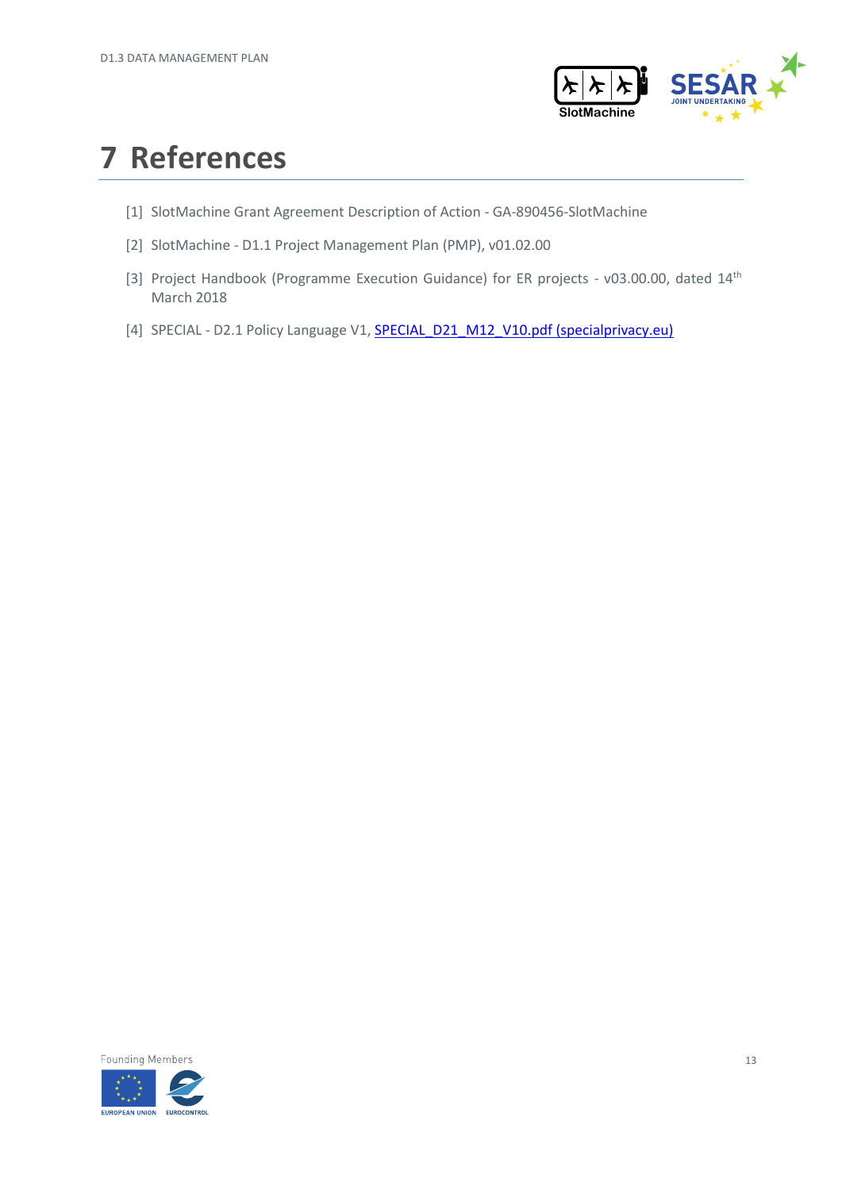# 7 References

[1] SlotMachine Grant Agreement Description of Action - GA-890456-SlotMachine

[2] SlotMachine - D1.1 Project Management Plan (PMP), v01.02.00

[3] Project Handbook (Programme Execution Guidance) for ER projects - v03.00.00, dated 14th March 2018

[4] SPECIAL - D2.1 Policy Language V1, SPECIAL_D21_M12_V10.pdf (specialprivacy.eu)